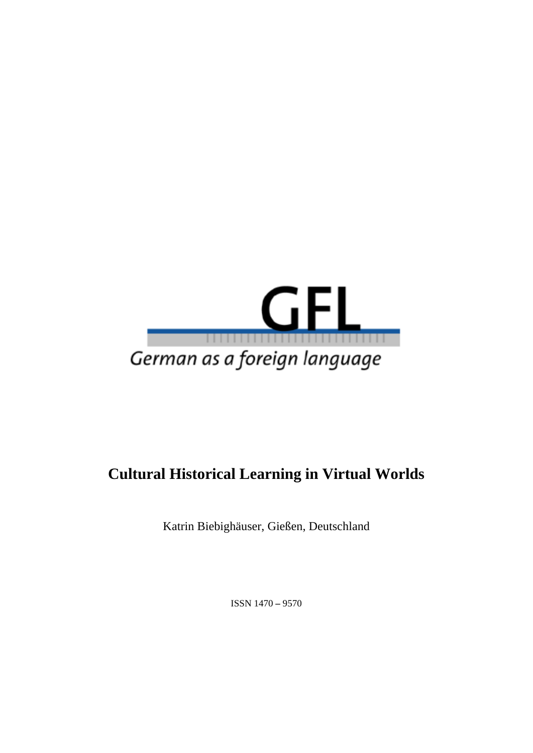GFL

German as a foreign language

# Cultural Historical Learning in Virtual Worlds

Katrin Biebighäuser, Gießen, Deutschland

ISSN 1470 – 9570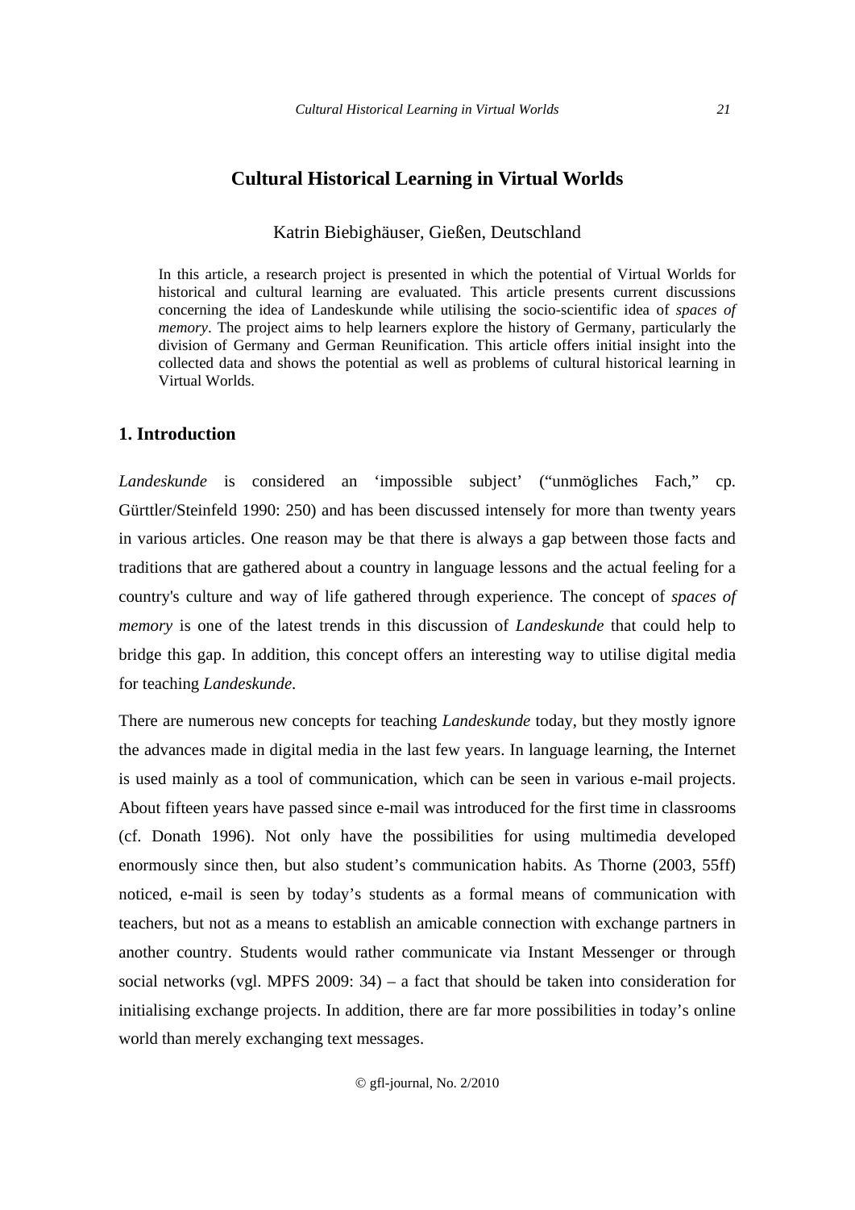# Cultural Historical Learning in Virtual Worlds

Katrin Biebighäuser, Gießen, Deutschland

In this article, a research project is presented in which the potential of Virtual Worlds for historical and cultural learning are evaluated. This article presents current discussions concerning the idea of Landeskunde while utilising the socio-scientific idea of *spaces of memory*. The project aims to help learners explore the history of Germany, particularly the division of Germany and German Reunification. This article offers initial insight into the collected data and shows the potential as well as problems of cultural historical learning in Virtual Worlds.

## 1. Introduction

*Landeskunde* is considered an 'impossible subject' ("unmögliches Fach," cp. Gürttler/Steinfeld 1990: 250) and has been discussed intensely for more than twenty years in various articles. One reason may be that there is always a gap between those facts and traditions that are gathered about a country in language lessons and the actual feeling for a country's culture and way of life gathered through experience. The concept of *spaces of memory* is one of the latest trends in this discussion of *Landeskunde* that could help to bridge this gap. In addition, this concept offers an interesting way to utilise digital media for teaching *Landeskunde*.

There are numerous new concepts for teaching *Landeskunde* today, but they mostly ignore the advances made in digital media in the last few years. In language learning, the Internet is used mainly as a tool of communication, which can be seen in various e-mail projects. About fifteen years have passed since e-mail was introduced for the first time in classrooms (cf. Donath 1996). Not only have the possibilities for using multimedia developed enormously since then, but also student's communication habits. As Thorne (2003, 55ff) noticed, e-mail is seen by today's students as a formal means of communication with teachers, but not as a means to establish an amicable connection with exchange partners in another country. Students would rather communicate via Instant Messenger or through social networks (vgl. MPFS 2009: 34) – a fact that should be taken into consideration for initialising exchange projects. In addition, there are far more possibilities in today's online world than merely exchanging text messages.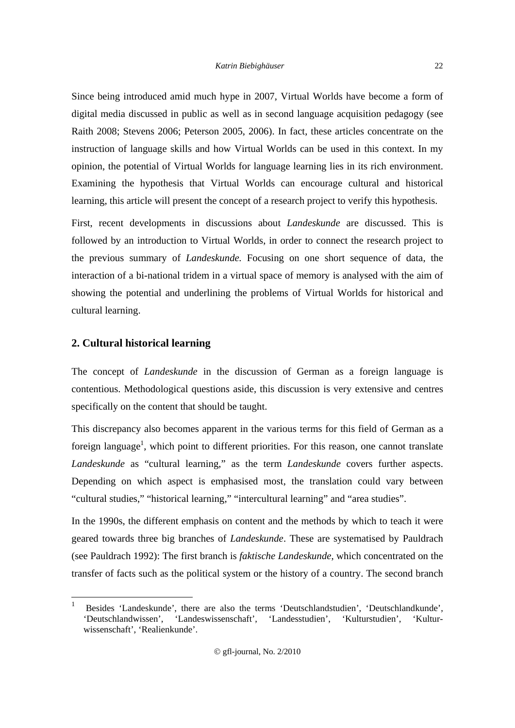Since being introduced amid much hype in 2007, Virtual Worlds have become a form of digital media discussed in public as well as in second language acquisition pedagogy (see Raith 2008; Stevens 2006; Peterson 2005, 2006). In fact, these articles concentrate on the instruction of language skills and how Virtual Worlds can be used in this context. In my opinion, the potential of Virtual Worlds for language learning lies in its rich environment. Examining the hypothesis that Virtual Worlds can encourage cultural and historical learning, this article will present the concept of a research project to verify this hypothesis.

First, recent developments in discussions about *Landeskunde* are discussed. This is followed by an introduction to Virtual Worlds, in order to connect the research project to the previous summary of *Landeskunde.* Focusing on one short sequence of data, the interaction of a bi-national tridem in a virtual space of memory is analysed with the aim of showing the potential and underlining the problems of Virtual Worlds for historical and cultural learning.

## 2. Cultural historical learning

The concept of *Landeskunde* in the discussion of German as a foreign language is contentious. Methodological questions aside, this discussion is very extensive and centres specifically on the content that should be taught.

This discrepancy also becomes apparent in the various terms for this field of German as a foreign language[1], which point to different priorities. For this reason, one cannot translate *Landeskunde* as "cultural learning," as the term *Landeskunde* covers further aspects. Depending on which aspect is emphasised most, the translation could vary between "cultural studies," "historical learning," "intercultural learning" and "area studies".

In the 1990s, the different emphasis on content and the methods by which to teach it were geared towards three big branches of *Landeskunde*. These are systematised by Pauldrach (see Pauldrach 1992): The first branch is *faktische Landeskunde*, which concentrated on the transfer of facts such as the political system or the history of a country. The second branch

---

[1] Besides 'Landeskunde', there are also the terms 'Deutschlandstudien', 'Deutschlandkunde', 'Deutschlandwissen', 'Landeswissenschaft', 'Landesstudien', 'Kulturstudien', 'Kulturwissenschaft', 'Realienkunde'.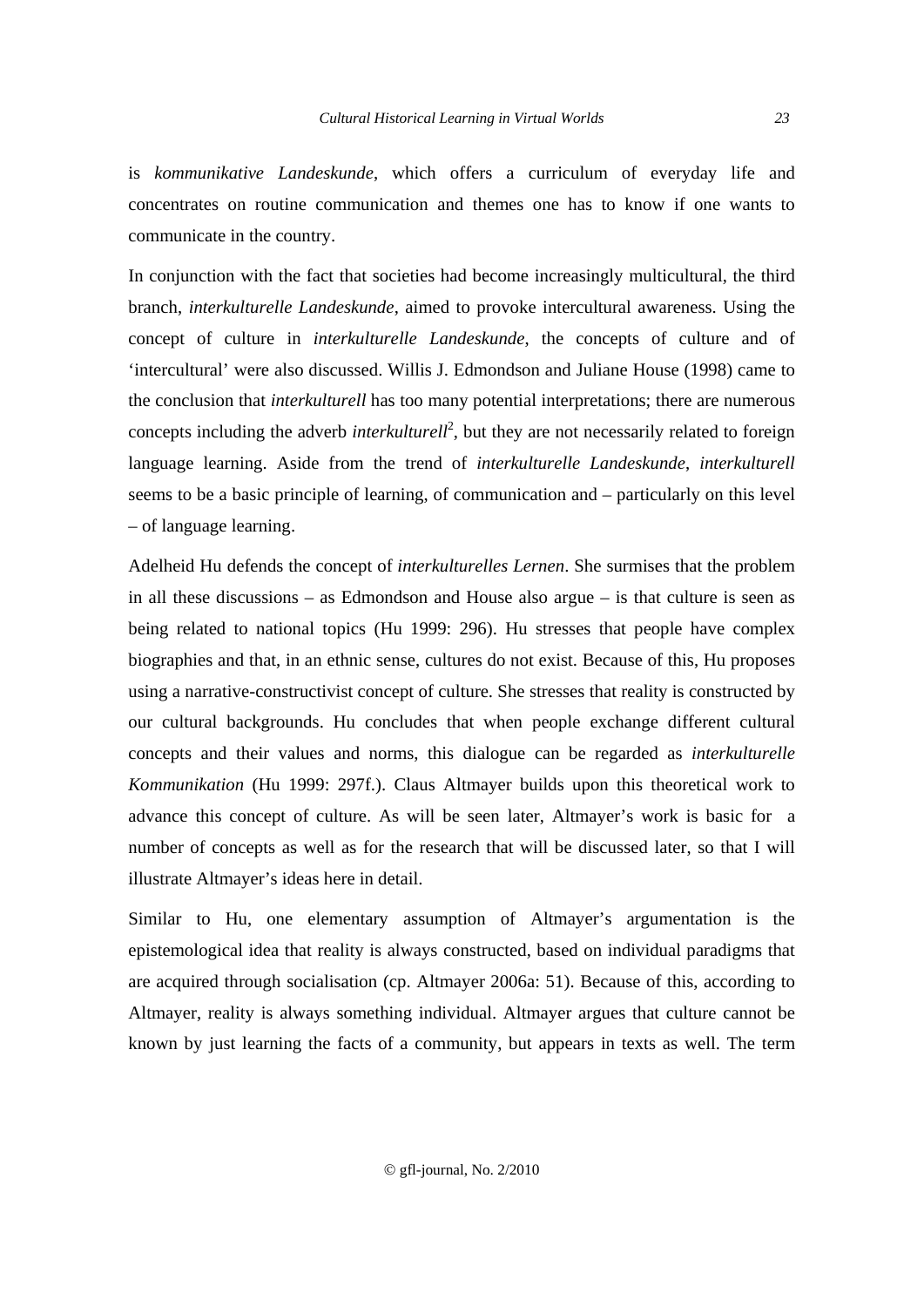is *kommunikative Landeskunde*, which offers a curriculum of everyday life and concentrates on routine communication and themes one has to know if one wants to communicate in the country.

In conjunction with the fact that societies had become increasingly multicultural, the third branch, *interkulturelle Landeskunde*, aimed to provoke intercultural awareness. Using the concept of culture in *interkulturelle Landeskunde*, the concepts of culture and of 'intercultural' were also discussed. Willis J. Edmondson and Juliane House (1998) came to the conclusion that *interkulturell* has too many potential interpretations; there are numerous concepts including the adverb *interkulturell*[2], but they are not necessarily related to foreign language learning. Aside from the trend of *interkulturelle Landeskunde*, *interkulturell* seems to be a basic principle of learning, of communication and – particularly on this level – of language learning.

Adelheid Hu defends the concept of *interkulturelles Lernen*. She surmises that the problem in all these discussions – as Edmondson and House also argue – is that culture is seen as being related to national topics (Hu 1999: 296). Hu stresses that people have complex biographies and that, in an ethnic sense, cultures do not exist. Because of this, Hu proposes using a narrative-constructivist concept of culture. She stresses that reality is constructed by our cultural backgrounds. Hu concludes that when people exchange different cultural concepts and their values and norms, this dialogue can be regarded as *interkulturelle Kommunikation* (Hu 1999: 297f.). Claus Altmayer builds upon this theoretical work to advance this concept of culture. As will be seen later, Altmayer's work is basic for a number of concepts as well as for the research that will be discussed later, so that I will illustrate Altmayer's ideas here in detail.

Similar to Hu, one elementary assumption of Altmayer's argumentation is the epistemological idea that reality is always constructed, based on individual paradigms that are acquired through socialisation (cp. Altmayer 2006a: 51). Because of this, according to Altmayer, reality is always something individual. Altmayer argues that culture cannot be known by just learning the facts of a community, but appears in texts as well. The term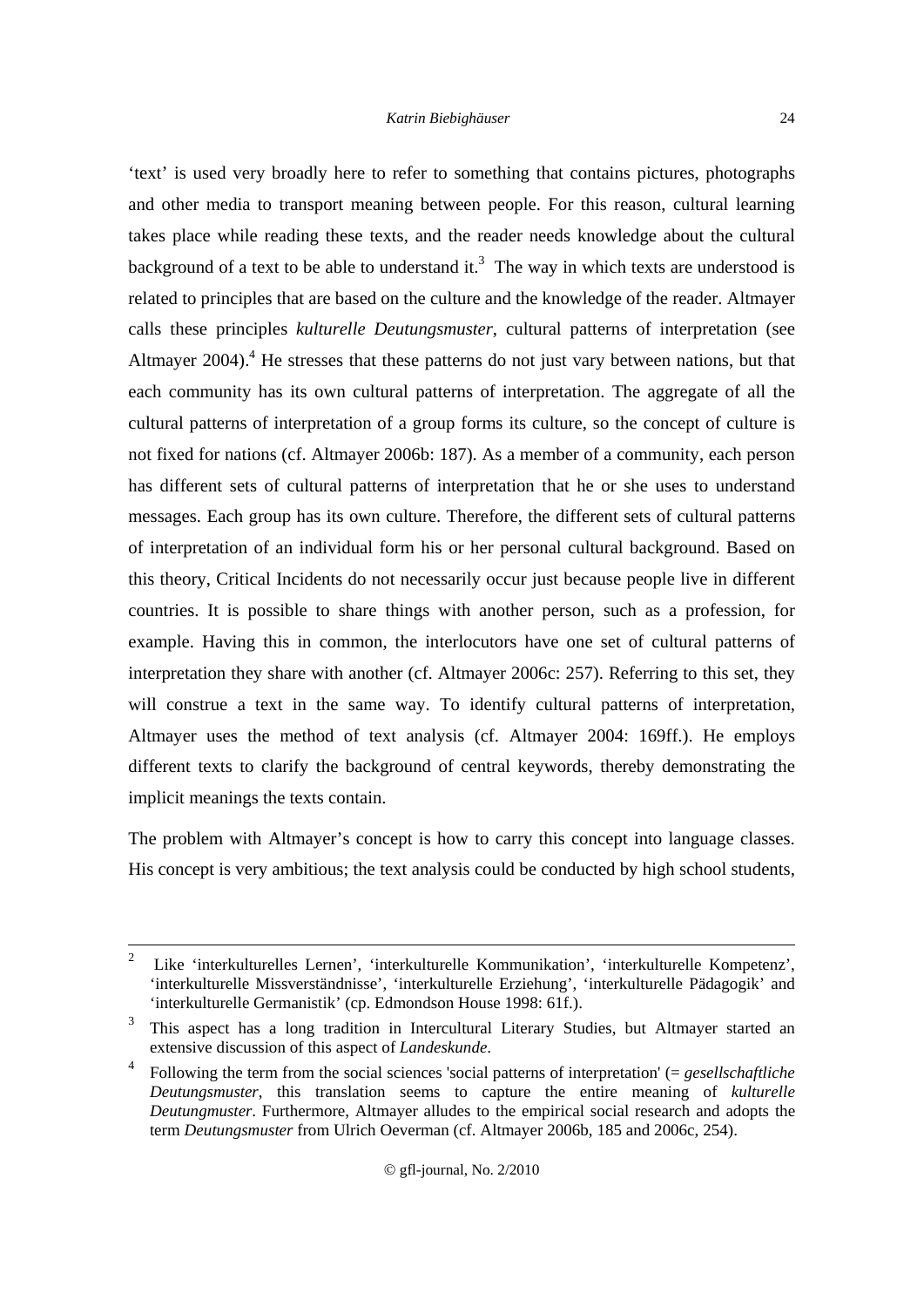'text' is used very broadly here to refer to something that contains pictures, photographs and other media to transport meaning between people. For this reason, cultural learning takes place while reading these texts, and the reader needs knowledge about the cultural background of a text to be able to understand it.[3] The way in which texts are understood is related to principles that are based on the culture and the knowledge of the reader. Altmayer calls these principles *kulturelle Deutungsmuster*, cultural patterns of interpretation (see Altmayer 2004).[4] He stresses that these patterns do not just vary between nations, but that each community has its own cultural patterns of interpretation. The aggregate of all the cultural patterns of interpretation of a group forms its culture, so the concept of culture is not fixed for nations (cf. Altmayer 2006b: 187). As a member of a community, each person has different sets of cultural patterns of interpretation that he or she uses to understand messages. Each group has its own culture. Therefore, the different sets of cultural patterns of interpretation of an individual form his or her personal cultural background. Based on this theory, Critical Incidents do not necessarily occur just because people live in different countries. It is possible to share things with another person, such as a profession, for example. Having this in common, the interlocutors have one set of cultural patterns of interpretation they share with another (cf. Altmayer 2006c: 257). Referring to this set, they will construe a text in the same way. To identify cultural patterns of interpretation, Altmayer uses the method of text analysis (cf. Altmayer 2004: 169ff.). He employs different texts to clarify the background of central keywords, thereby demonstrating the implicit meanings the texts contain.

The problem with Altmayer's concept is how to carry this concept into language classes. His concept is very ambitious; the text analysis could be conducted by high school students,

---

[2] Like 'interkulturelles Lernen', 'interkulturelle Kommunikation', 'interkulturelle Kompetenz', 'interkulturelle Missverständnisse', 'interkulturelle Erziehung', 'interkulturelle Pädagogik' and 'interkulturelle Germanistik' (cp. Edmondson House 1998: 61f.).

[3] This aspect has a long tradition in Intercultural Literary Studies, but Altmayer started an extensive discussion of this aspect of *Landeskunde*.

[4] Following the term from the social sciences 'social patterns of interpretation' (= *gesellschaftliche Deutungsmuster*, this translation seems to capture the entire meaning of *kulturelle Deutungmuster*. Furthermore, Altmayer alludes to the empirical social research and adopts the term *Deutungsmuster* from Ulrich Oeverman (cf. Altmayer 2006b, 185 and 2006c, 254).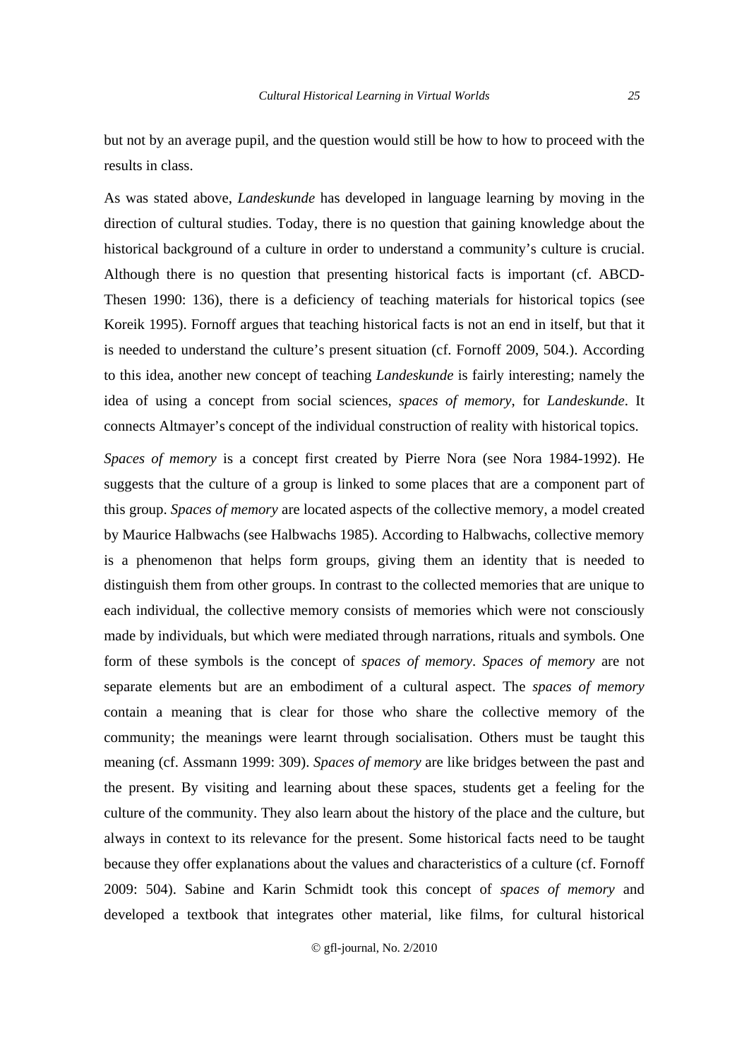but not by an average pupil, and the question would still be how to how to proceed with the results in class.

As was stated above, *Landeskunde* has developed in language learning by moving in the direction of cultural studies. Today, there is no question that gaining knowledge about the historical background of a culture in order to understand a community's culture is crucial. Although there is no question that presenting historical facts is important (cf. ABCD-Thesen 1990: 136), there is a deficiency of teaching materials for historical topics (see Koreik 1995). Fornoff argues that teaching historical facts is not an end in itself, but that it is needed to understand the culture's present situation (cf. Fornoff 2009, 504.). According to this idea, another new concept of teaching *Landeskunde* is fairly interesting; namely the idea of using a concept from social sciences, *spaces of memory*, for *Landeskunde*. It connects Altmayer's concept of the individual construction of reality with historical topics.

*Spaces of memory* is a concept first created by Pierre Nora (see Nora 1984-1992). He suggests that the culture of a group is linked to some places that are a component part of this group. *Spaces of memory* are located aspects of the collective memory, a model created by Maurice Halbwachs (see Halbwachs 1985). According to Halbwachs, collective memory is a phenomenon that helps form groups, giving them an identity that is needed to distinguish them from other groups. In contrast to the collected memories that are unique to each individual, the collective memory consists of memories which were not consciously made by individuals, but which were mediated through narrations, rituals and symbols. One form of these symbols is the concept of *spaces of memory*. *Spaces of memory* are not separate elements but are an embodiment of a cultural aspect. The *spaces of memory* contain a meaning that is clear for those who share the collective memory of the community; the meanings were learnt through socialisation. Others must be taught this meaning (cf. Assmann 1999: 309). *Spaces of memory* are like bridges between the past and the present. By visiting and learning about these spaces, students get a feeling for the culture of the community. They also learn about the history of the place and the culture, but always in context to its relevance for the present. Some historical facts need to be taught because they offer explanations about the values and characteristics of a culture (cf. Fornoff 2009: 504). Sabine and Karin Schmidt took this concept of *spaces of memory* and developed a textbook that integrates other material, like films, for cultural historical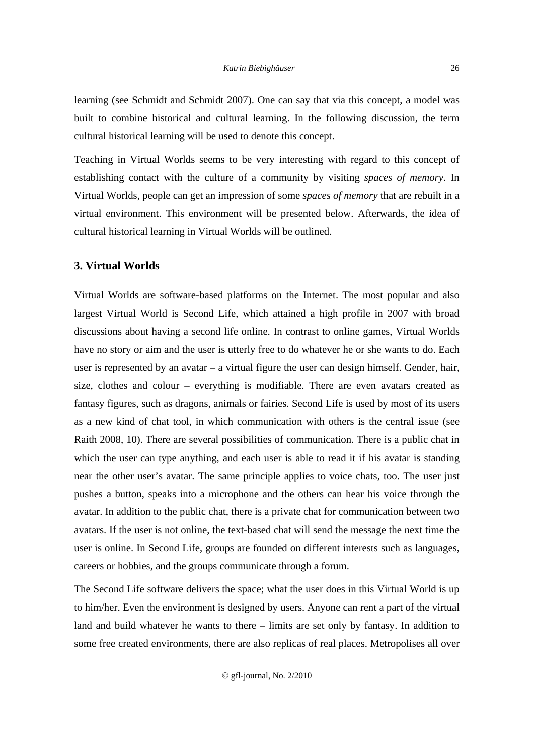learning (see Schmidt and Schmidt 2007). One can say that via this concept, a model was built to combine historical and cultural learning. In the following discussion, the term cultural historical learning will be used to denote this concept.

Teaching in Virtual Worlds seems to be very interesting with regard to this concept of establishing contact with the culture of a community by visiting *spaces of memory*. In Virtual Worlds, people can get an impression of some *spaces of memory* that are rebuilt in a virtual environment. This environment will be presented below. Afterwards, the idea of cultural historical learning in Virtual Worlds will be outlined.

## 3. Virtual Worlds

Virtual Worlds are software-based platforms on the Internet. The most popular and also largest Virtual World is Second Life, which attained a high profile in 2007 with broad discussions about having a second life online. In contrast to online games, Virtual Worlds have no story or aim and the user is utterly free to do whatever he or she wants to do. Each user is represented by an avatar – a virtual figure the user can design himself. Gender, hair, size, clothes and colour – everything is modifiable. There are even avatars created as fantasy figures, such as dragons, animals or fairies. Second Life is used by most of its users as a new kind of chat tool, in which communication with others is the central issue (see Raith 2008, 10). There are several possibilities of communication. There is a public chat in which the user can type anything, and each user is able to read it if his avatar is standing near the other user's avatar. The same principle applies to voice chats, too. The user just pushes a button, speaks into a microphone and the others can hear his voice through the avatar. In addition to the public chat, there is a private chat for communication between two avatars. If the user is not online, the text-based chat will send the message the next time the user is online. In Second Life, groups are founded on different interests such as languages, careers or hobbies, and the groups communicate through a forum.

The Second Life software delivers the space; what the user does in this Virtual World is up to him/her. Even the environment is designed by users. Anyone can rent a part of the virtual land and build whatever he wants to there – limits are set only by fantasy. In addition to some free created environments, there are also replicas of real places. Metropolises all over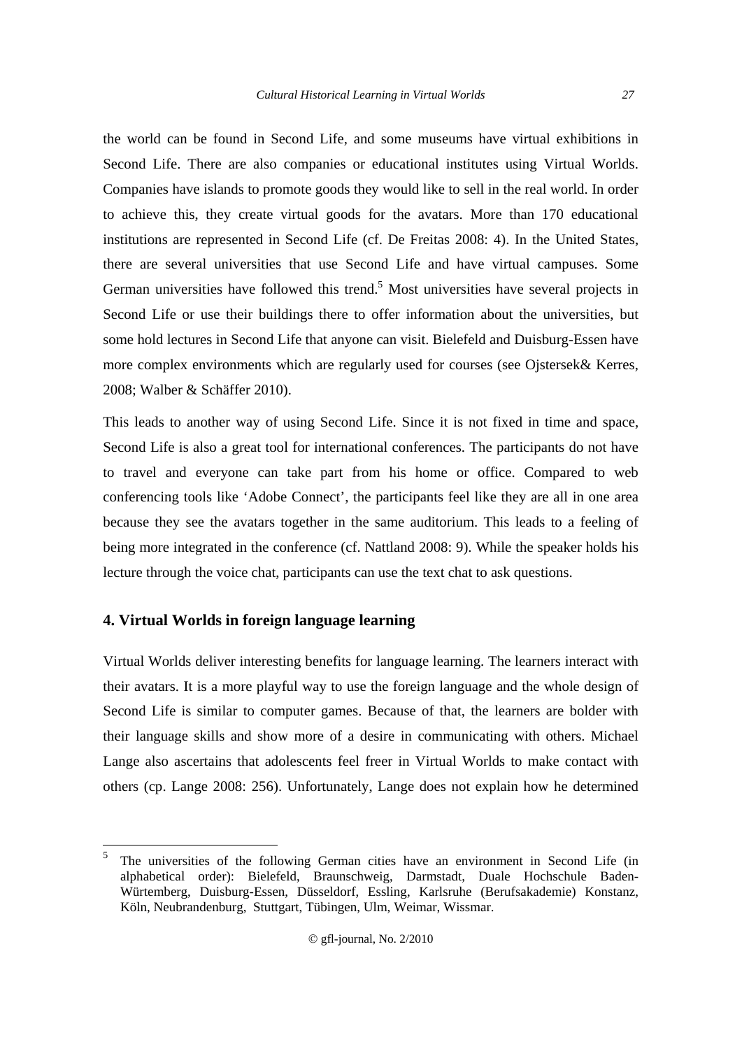the world can be found in Second Life, and some museums have virtual exhibitions in Second Life. There are also companies or educational institutes using Virtual Worlds. Companies have islands to promote goods they would like to sell in the real world. In order to achieve this, they create virtual goods for the avatars. More than 170 educational institutions are represented in Second Life (cf. De Freitas 2008: 4). In the United States, there are several universities that use Second Life and have virtual campuses. Some German universities have followed this trend.[5] Most universities have several projects in Second Life or use their buildings there to offer information about the universities, but some hold lectures in Second Life that anyone can visit. Bielefeld and Duisburg-Essen have more complex environments which are regularly used for courses (see Ojstersek& Kerres, 2008; Walber & Schäffer 2010).

This leads to another way of using Second Life. Since it is not fixed in time and space, Second Life is also a great tool for international conferences. The participants do not have to travel and everyone can take part from his home or office. Compared to web conferencing tools like 'Adobe Connect', the participants feel like they are all in one area because they see the avatars together in the same auditorium. This leads to a feeling of being more integrated in the conference (cf. Nattland 2008: 9). While the speaker holds his lecture through the voice chat, participants can use the text chat to ask questions.

## 4. Virtual Worlds in foreign language learning

Virtual Worlds deliver interesting benefits for language learning. The learners interact with their avatars. It is a more playful way to use the foreign language and the whole design of Second Life is similar to computer games. Because of that, the learners are bolder with their language skills and show more of a desire in communicating with others. Michael Lange also ascertains that adolescents feel freer in Virtual Worlds to make contact with others (cp. Lange 2008: 256). Unfortunately, Lange does not explain how he determined

---

[5] The universities of the following German cities have an environment in Second Life (in alphabetical order): Bielefeld, Braunschweig, Darmstadt, Duale Hochschule Baden-Würtemberg, Duisburg-Essen, Düsseldorf, Essling, Karlsruhe (Berufsakademie) Konstanz, Köln, Neubrandenburg, Stuttgart, Tübingen, Ulm, Weimar, Wissmar.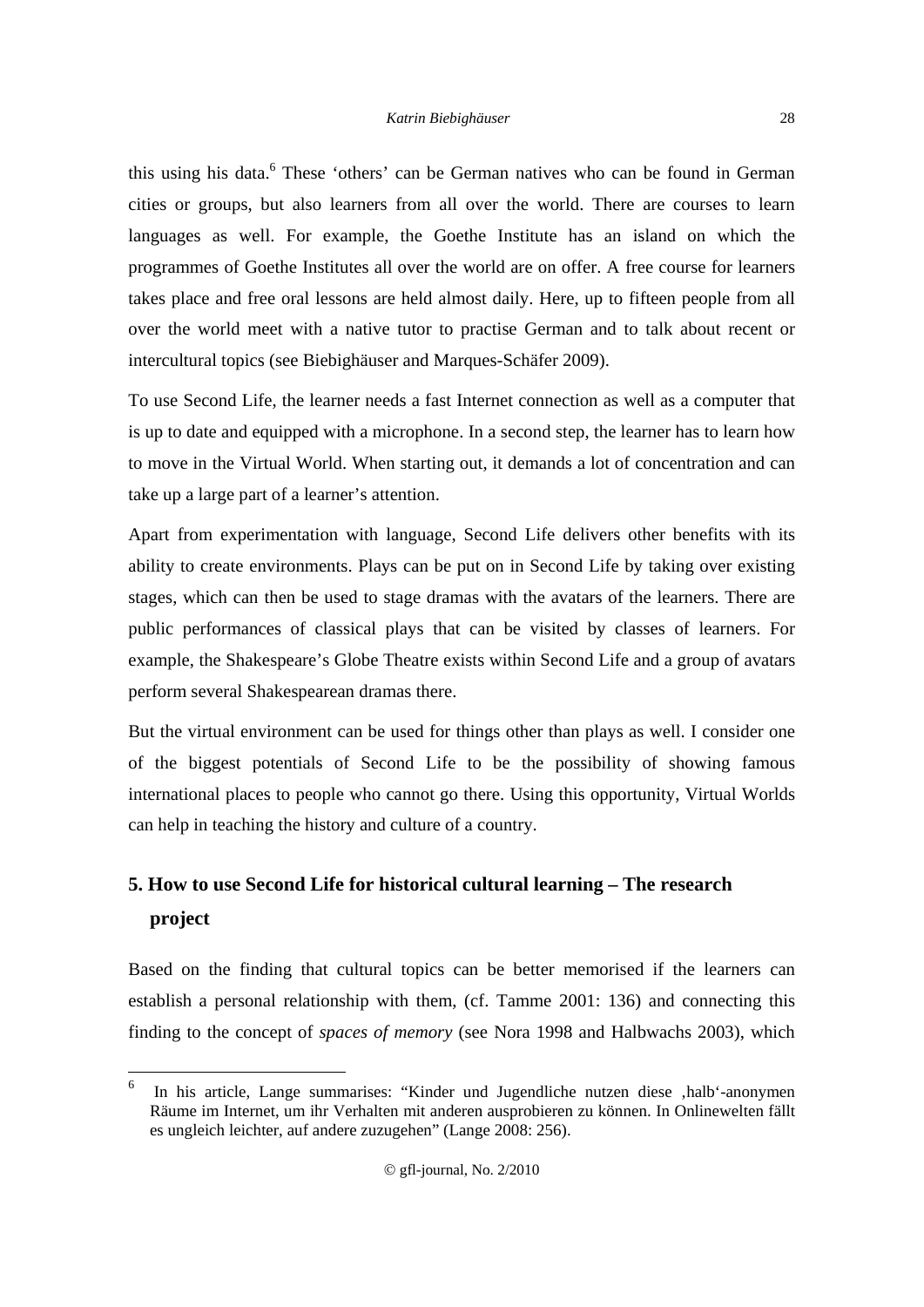this using his data.[6] These 'others' can be German natives who can be found in German cities or groups, but also learners from all over the world. There are courses to learn languages as well. For example, the Goethe Institute has an island on which the programmes of Goethe Institutes all over the world are on offer. A free course for learners takes place and free oral lessons are held almost daily. Here, up to fifteen people from all over the world meet with a native tutor to practise German and to talk about recent or intercultural topics (see Biebighäuser and Marques-Schäfer 2009).

To use Second Life, the learner needs a fast Internet connection as well as a computer that is up to date and equipped with a microphone. In a second step, the learner has to learn how to move in the Virtual World. When starting out, it demands a lot of concentration and can take up a large part of a learner's attention.

Apart from experimentation with language, Second Life delivers other benefits with its ability to create environments. Plays can be put on in Second Life by taking over existing stages, which can then be used to stage dramas with the avatars of the learners. There are public performances of classical plays that can be visited by classes of learners. For example, the Shakespeare's Globe Theatre exists within Second Life and a group of avatars perform several Shakespearean dramas there.

But the virtual environment can be used for things other than plays as well. I consider one of the biggest potentials of Second Life to be the possibility of showing famous international places to people who cannot go there. Using this opportunity, Virtual Worlds can help in teaching the history and culture of a country.

## 5. How to use Second Life for historical cultural learning – The research project

Based on the finding that cultural topics can be better memorised if the learners can establish a personal relationship with them, (cf. Tamme 2001: 136) and connecting this finding to the concept of *spaces of memory* (see Nora 1998 and Halbwachs 2003), which

---

[6] In his article, Lange summarises: "Kinder und Jugendliche nutzen diese ,halb'-anonymen Räume im Internet, um ihr Verhalten mit anderen ausprobieren zu können. In Onlinewelten fällt es ungleich leichter, auf andere zuzugehen" (Lange 2008: 256).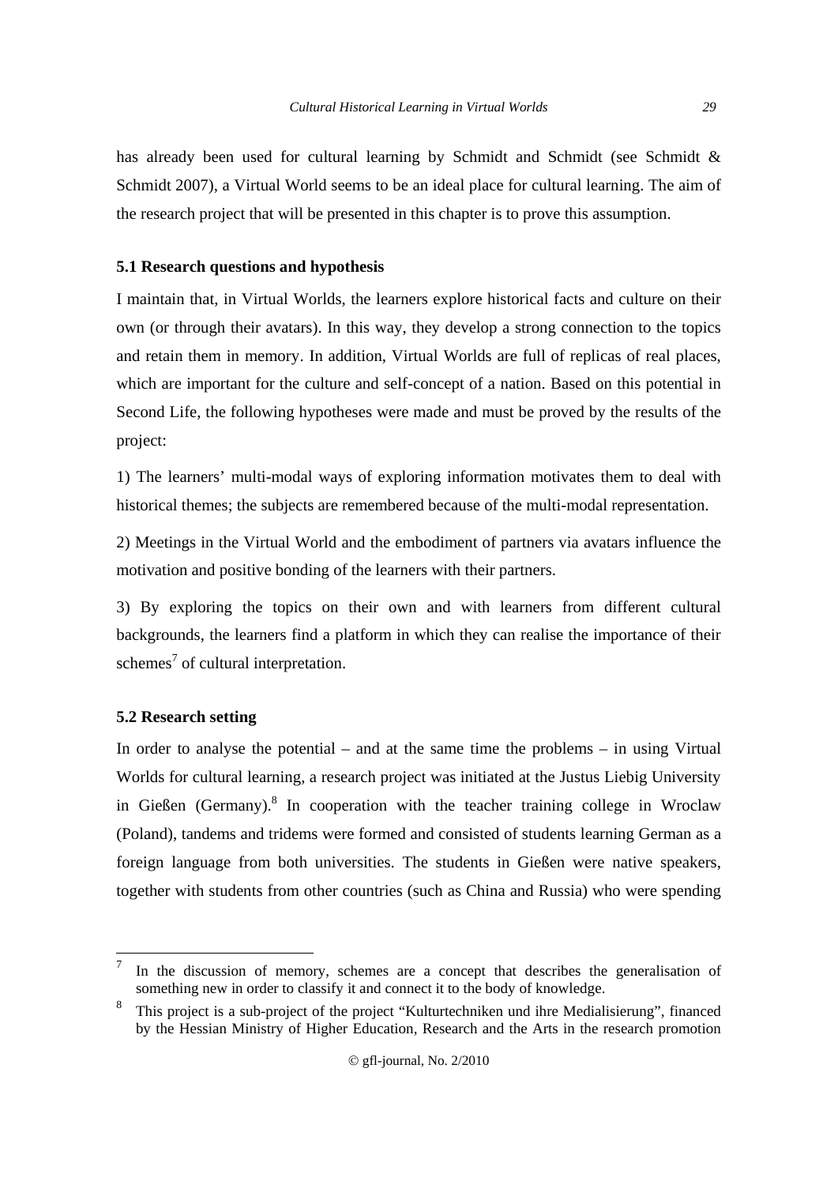has already been used for cultural learning by Schmidt and Schmidt (see Schmidt & Schmidt 2007), a Virtual World seems to be an ideal place for cultural learning. The aim of the research project that will be presented in this chapter is to prove this assumption.

### 5.1 Research questions and hypothesis

I maintain that, in Virtual Worlds, the learners explore historical facts and culture on their own (or through their avatars). In this way, they develop a strong connection to the topics and retain them in memory. In addition, Virtual Worlds are full of replicas of real places, which are important for the culture and self-concept of a nation. Based on this potential in Second Life, the following hypotheses were made and must be proved by the results of the project:

1) The learners' multi-modal ways of exploring information motivates them to deal with historical themes; the subjects are remembered because of the multi-modal representation.

2) Meetings in the Virtual World and the embodiment of partners via avatars influence the motivation and positive bonding of the learners with their partners.

3) By exploring the topics on their own and with learners from different cultural backgrounds, the learners find a platform in which they can realise the importance of their schemes[7] of cultural interpretation.

### 5.2 Research setting

In order to analyse the potential – and at the same time the problems – in using Virtual Worlds for cultural learning, a research project was initiated at the Justus Liebig University in Gießen (Germany).[8] In cooperation with the teacher training college in Wroclaw (Poland), tandems and tridems were formed and consisted of students learning German as a foreign language from both universities. The students in Gießen were native speakers, together with students from other countries (such as China and Russia) who were spending

---

[7] In the discussion of memory, schemes are a concept that describes the generalisation of something new in order to classify it and connect it to the body of knowledge.

[8] This project is a sub-project of the project "Kulturtechniken und ihre Medialisierung", financed by the Hessian Ministry of Higher Education, Research and the Arts in the research promotion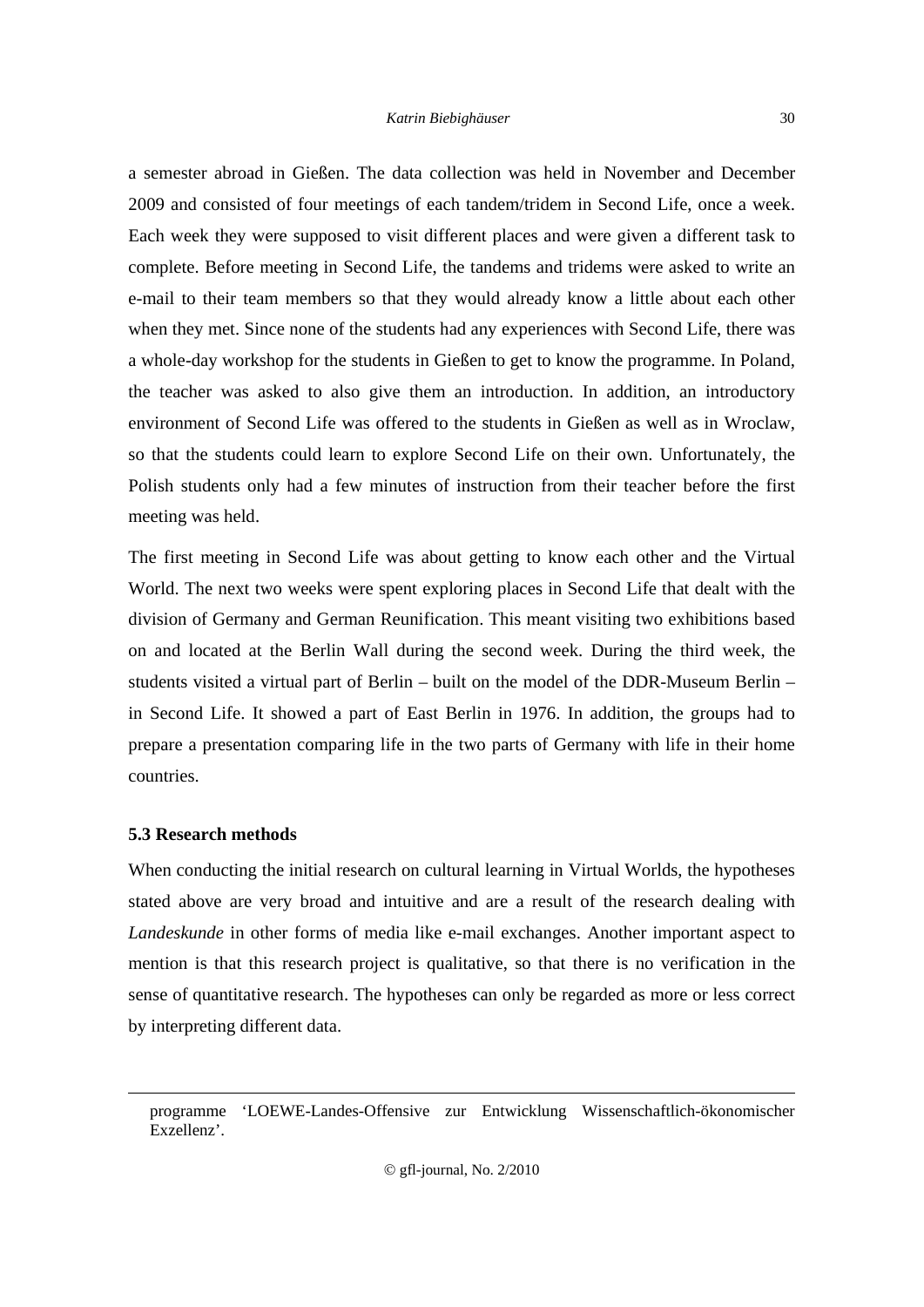a semester abroad in Gießen. The data collection was held in November and December 2009 and consisted of four meetings of each tandem/tridem in Second Life, once a week. Each week they were supposed to visit different places and were given a different task to complete. Before meeting in Second Life, the tandems and tridems were asked to write an e-mail to their team members so that they would already know a little about each other when they met. Since none of the students had any experiences with Second Life, there was a whole-day workshop for the students in Gießen to get to know the programme. In Poland, the teacher was asked to also give them an introduction. In addition, an introductory environment of Second Life was offered to the students in Gießen as well as in Wroclaw, so that the students could learn to explore Second Life on their own. Unfortunately, the Polish students only had a few minutes of instruction from their teacher before the first meeting was held.

The first meeting in Second Life was about getting to know each other and the Virtual World. The next two weeks were spent exploring places in Second Life that dealt with the division of Germany and German Reunification. This meant visiting two exhibitions based on and located at the Berlin Wall during the second week. During the third week, the students visited a virtual part of Berlin – built on the model of the DDR-Museum Berlin – in Second Life. It showed a part of East Berlin in 1976. In addition, the groups had to prepare a presentation comparing life in the two parts of Germany with life in their home countries.

### 5.3 Research methods

When conducting the initial research on cultural learning in Virtual Worlds, the hypotheses stated above are very broad and intuitive and are a result of the research dealing with *Landeskunde* in other forms of media like e-mail exchanges. Another important aspect to mention is that this research project is qualitative, so that there is no verification in the sense of quantitative research. The hypotheses can only be regarded as more or less correct by interpreting different data.

---

programme 'LOEWE-Landes-Offensive zur Entwicklung Wissenschaftlich-ökonomischer Exzellenz'.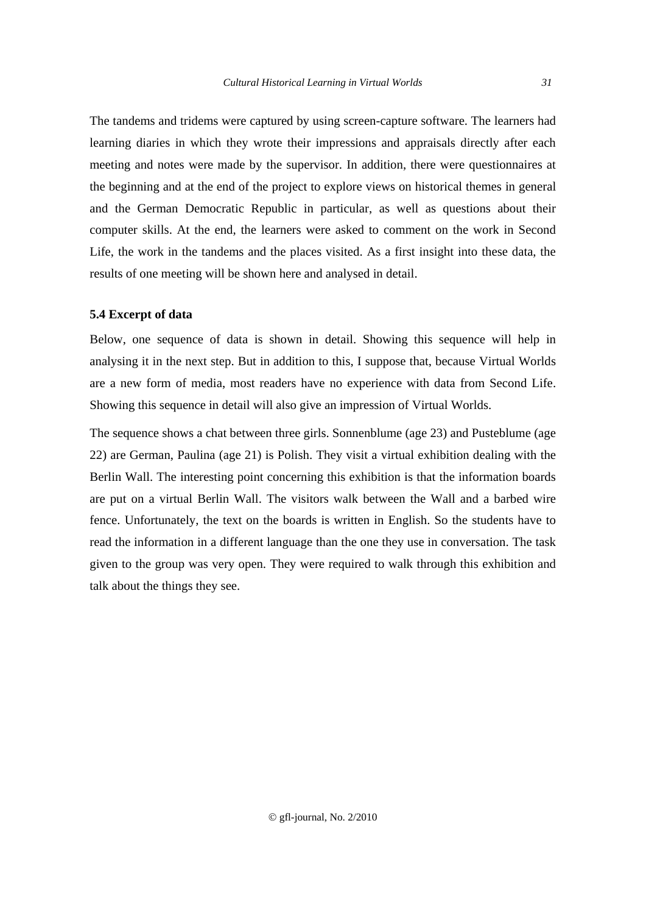The tandems and tridems were captured by using screen-capture software. The learners had learning diaries in which they wrote their impressions and appraisals directly after each meeting and notes were made by the supervisor. In addition, there were questionnaires at the beginning and at the end of the project to explore views on historical themes in general and the German Democratic Republic in particular, as well as questions about their computer skills. At the end, the learners were asked to comment on the work in Second Life, the work in the tandems and the places visited. As a first insight into these data, the results of one meeting will be shown here and analysed in detail.

### 5.4 Excerpt of data

Below, one sequence of data is shown in detail. Showing this sequence will help in analysing it in the next step. But in addition to this, I suppose that, because Virtual Worlds are a new form of media, most readers have no experience with data from Second Life. Showing this sequence in detail will also give an impression of Virtual Worlds.

The sequence shows a chat between three girls. Sonnenblume (age 23) and Pusteblume (age 22) are German, Paulina (age 21) is Polish. They visit a virtual exhibition dealing with the Berlin Wall. The interesting point concerning this exhibition is that the information boards are put on a virtual Berlin Wall. The visitors walk between the Wall and a barbed wire fence. Unfortunately, the text on the boards is written in English. So the students have to read the information in a different language than the one they use in conversation. The task given to the group was very open. They were required to walk through this exhibition and talk about the things they see.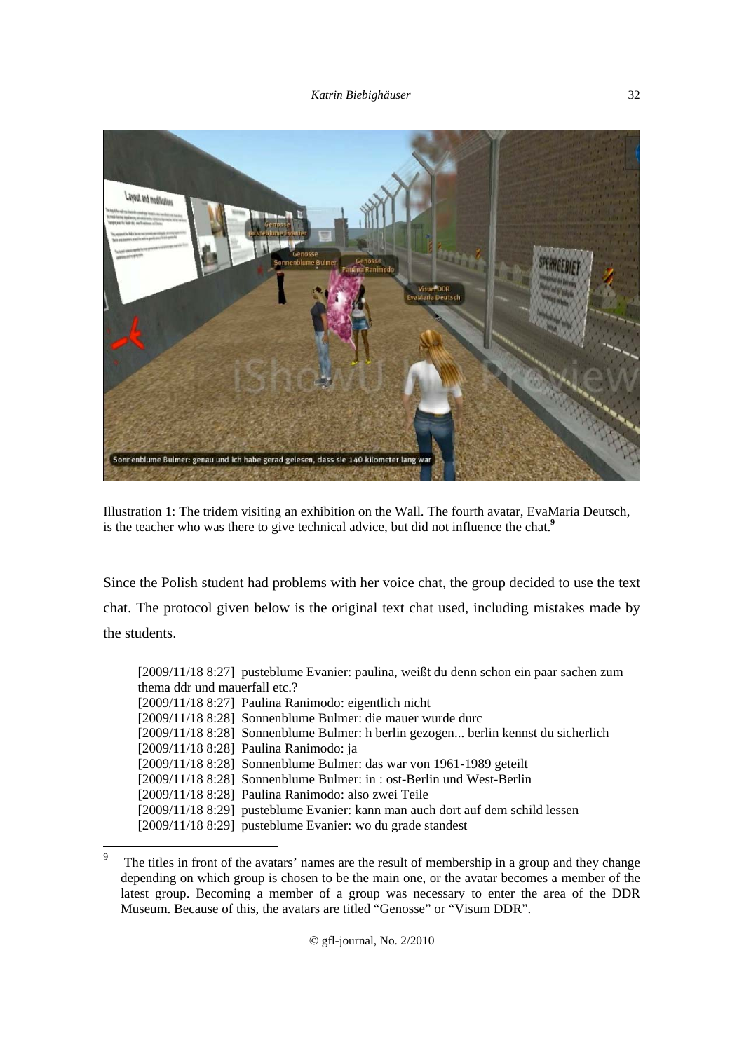Illustration 1: The tridem visiting an exhibition on the Wall. The fourth avatar, EvaMaria Deutsch, is the teacher who was there to give technical advice, but did not influence the chat.[9]

Since the Polish student had problems with her voice chat, the group decided to use the text chat. The protocol given below is the original text chat used, including mistakes made by the students.

> [2009/11/18 8:27] pusteblume Evanier: paulina, weißt du denn schon ein paar sachen zum thema ddr und mauerfall etc.?
> [2009/11/18 8:27] Paulina Ranimodo: eigentlich nicht
> [2009/11/18 8:28] Sonnenblume Bulmer: die mauer wurde durc
> [2009/11/18 8:28] Sonnenblume Bulmer: h berlin gezogen... berlin kennst du sicherlich
> [2009/11/18 8:28] Paulina Ranimodo: ja
> [2009/11/18 8:28] Sonnenblume Bulmer: das war von 1961-1989 geteilt
> [2009/11/18 8:28] Sonnenblume Bulmer: in : ost-Berlin und West-Berlin
> [2009/11/18 8:28] Paulina Ranimodo: also zwei Teile
> [2009/11/18 8:29] pusteblume Evanier: kann man auch dort auf dem schild lessen
> [2009/11/18 8:29] pusteblume Evanier: wo du grade standest

[9] The titles in front of the avatars' names are the result of membership in a group and they change depending on which group is chosen to be the main one, or the avatar becomes a member of the latest group. Becoming a member of a group was necessary to enter the area of the DDR Museum. Because of this, the avatars are titled "Genosse" or "Visum DDR".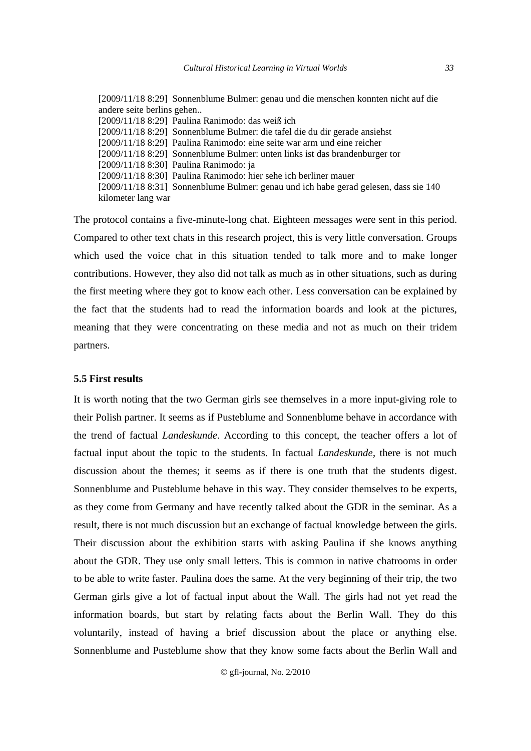[2009/11/18 8:29] Sonnenblume Bulmer: genau und die menschen konnten nicht auf die andere seite berlins gehen..
[2009/11/18 8:29] Paulina Ranimodo: das weiß ich
[2009/11/18 8:29] Sonnenblume Bulmer: die tafel die du dir gerade ansiehst
[2009/11/18 8:29] Paulina Ranimodo: eine seite war arm und eine reicher
[2009/11/18 8:29] Sonnenblume Bulmer: unten links ist das brandenburger tor
[2009/11/18 8:30] Paulina Ranimodo: ja
[2009/11/18 8:30] Paulina Ranimodo: hier sehe ich berliner mauer
[2009/11/18 8:31] Sonnenblume Bulmer: genau und ich habe gerad gelesen, dass sie 140 kilometer lang war

The protocol contains a five-minute-long chat. Eighteen messages were sent in this period. Compared to other text chats in this research project, this is very little conversation. Groups which used the voice chat in this situation tended to talk more and to make longer contributions. However, they also did not talk as much as in other situations, such as during the first meeting where they got to know each other. Less conversation can be explained by the fact that the students had to read the information boards and look at the pictures, meaning that they were concentrating on these media and not as much on their tridem partners.

### 5.5 First results

It is worth noting that the two German girls see themselves in a more input-giving role to their Polish partner. It seems as if Pusteblume and Sonnenblume behave in accordance with the trend of factual *Landeskunde*. According to this concept, the teacher offers a lot of factual input about the topic to the students. In factual *Landeskunde*, there is not much discussion about the themes; it seems as if there is one truth that the students digest. Sonnenblume and Pusteblume behave in this way. They consider themselves to be experts, as they come from Germany and have recently talked about the GDR in the seminar. As a result, there is not much discussion but an exchange of factual knowledge between the girls. Their discussion about the exhibition starts with asking Paulina if she knows anything about the GDR. They use only small letters. This is common in native chatrooms in order to be able to write faster. Paulina does the same. At the very beginning of their trip, the two German girls give a lot of factual input about the Wall. The girls had not yet read the information boards, but start by relating facts about the Berlin Wall. They do this voluntarily, instead of having a brief discussion about the place or anything else. Sonnenblume and Pusteblume show that they know some facts about the Berlin Wall and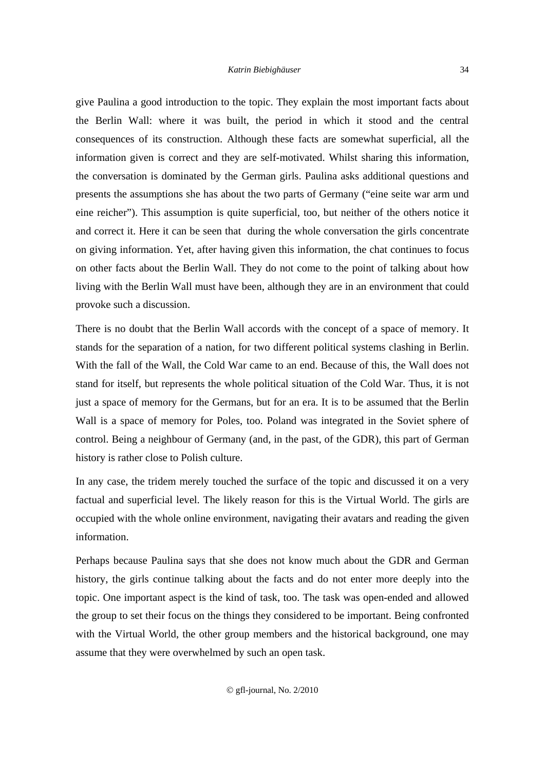give Paulina a good introduction to the topic. They explain the most important facts about the Berlin Wall: where it was built, the period in which it stood and the central consequences of its construction. Although these facts are somewhat superficial, all the information given is correct and they are self-motivated. Whilst sharing this information, the conversation is dominated by the German girls. Paulina asks additional questions and presents the assumptions she has about the two parts of Germany ("eine seite war arm und eine reicher"). This assumption is quite superficial, too, but neither of the others notice it and correct it. Here it can be seen that during the whole conversation the girls concentrate on giving information. Yet, after having given this information, the chat continues to focus on other facts about the Berlin Wall. They do not come to the point of talking about how living with the Berlin Wall must have been, although they are in an environment that could provoke such a discussion.

There is no doubt that the Berlin Wall accords with the concept of a space of memory. It stands for the separation of a nation, for two different political systems clashing in Berlin. With the fall of the Wall, the Cold War came to an end. Because of this, the Wall does not stand for itself, but represents the whole political situation of the Cold War. Thus, it is not just a space of memory for the Germans, but for an era. It is to be assumed that the Berlin Wall is a space of memory for Poles, too. Poland was integrated in the Soviet sphere of control. Being a neighbour of Germany (and, in the past, of the GDR), this part of German history is rather close to Polish culture.

In any case, the tridem merely touched the surface of the topic and discussed it on a very factual and superficial level. The likely reason for this is the Virtual World. The girls are occupied with the whole online environment, navigating their avatars and reading the given information.

Perhaps because Paulina says that she does not know much about the GDR and German history, the girls continue talking about the facts and do not enter more deeply into the topic. One important aspect is the kind of task, too. The task was open-ended and allowed the group to set their focus on the things they considered to be important. Being confronted with the Virtual World, the other group members and the historical background, one may assume that they were overwhelmed by such an open task.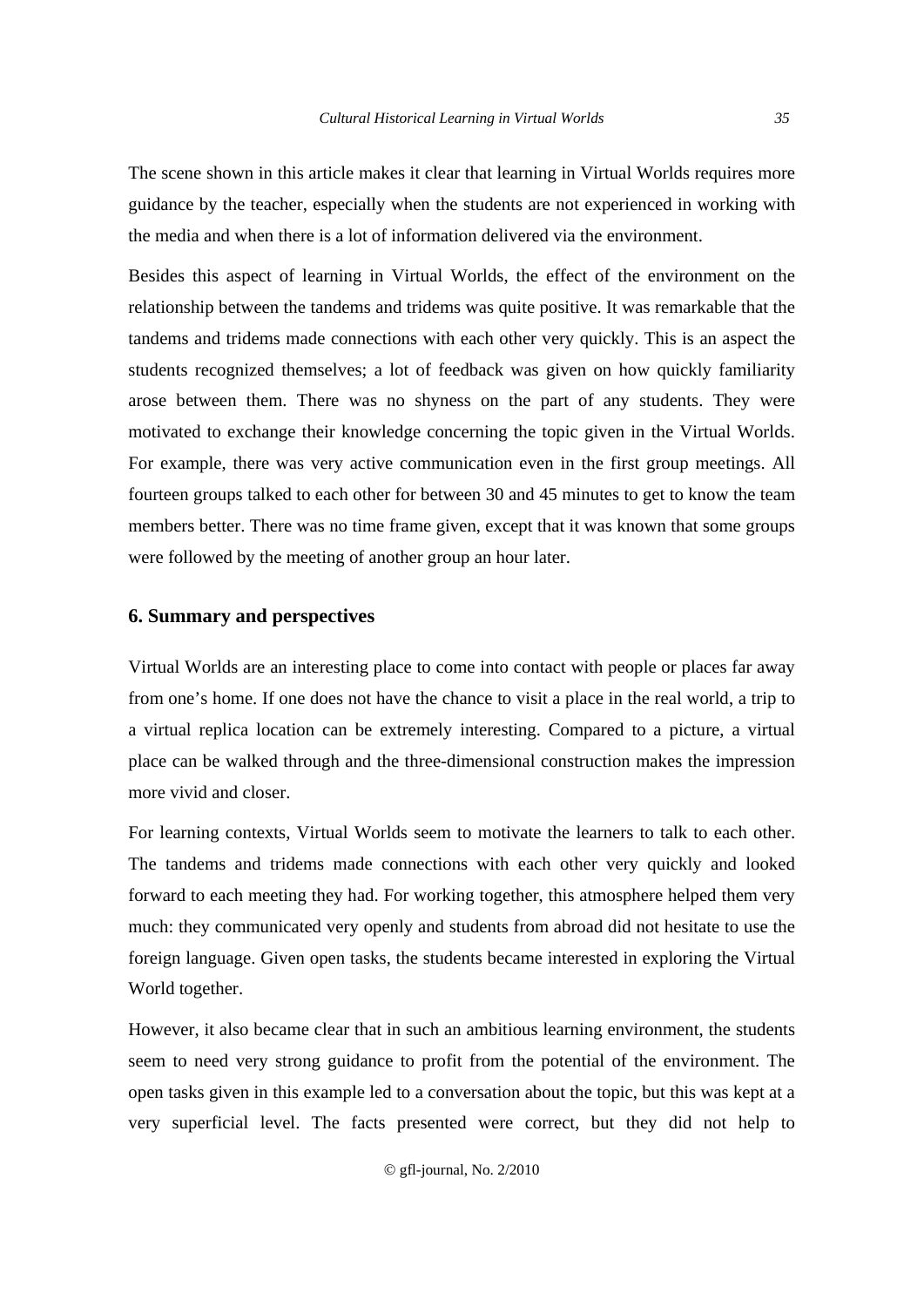The scene shown in this article makes it clear that learning in Virtual Worlds requires more guidance by the teacher, especially when the students are not experienced in working with the media and when there is a lot of information delivered via the environment.

Besides this aspect of learning in Virtual Worlds, the effect of the environment on the relationship between the tandems and tridems was quite positive. It was remarkable that the tandems and tridems made connections with each other very quickly. This is an aspect the students recognized themselves; a lot of feedback was given on how quickly familiarity arose between them. There was no shyness on the part of any students. They were motivated to exchange their knowledge concerning the topic given in the Virtual Worlds. For example, there was very active communication even in the first group meetings. All fourteen groups talked to each other for between 30 and 45 minutes to get to know the team members better. There was no time frame given, except that it was known that some groups were followed by the meeting of another group an hour later.

## 6. Summary and perspectives

Virtual Worlds are an interesting place to come into contact with people or places far away from one's home. If one does not have the chance to visit a place in the real world, a trip to a virtual replica location can be extremely interesting. Compared to a picture, a virtual place can be walked through and the three-dimensional construction makes the impression more vivid and closer.

For learning contexts, Virtual Worlds seem to motivate the learners to talk to each other. The tandems and tridems made connections with each other very quickly and looked forward to each meeting they had. For working together, this atmosphere helped them very much: they communicated very openly and students from abroad did not hesitate to use the foreign language. Given open tasks, the students became interested in exploring the Virtual World together.

However, it also became clear that in such an ambitious learning environment, the students seem to need very strong guidance to profit from the potential of the environment. The open tasks given in this example led to a conversation about the topic, but this was kept at a very superficial level. The facts presented were correct, but they did not help to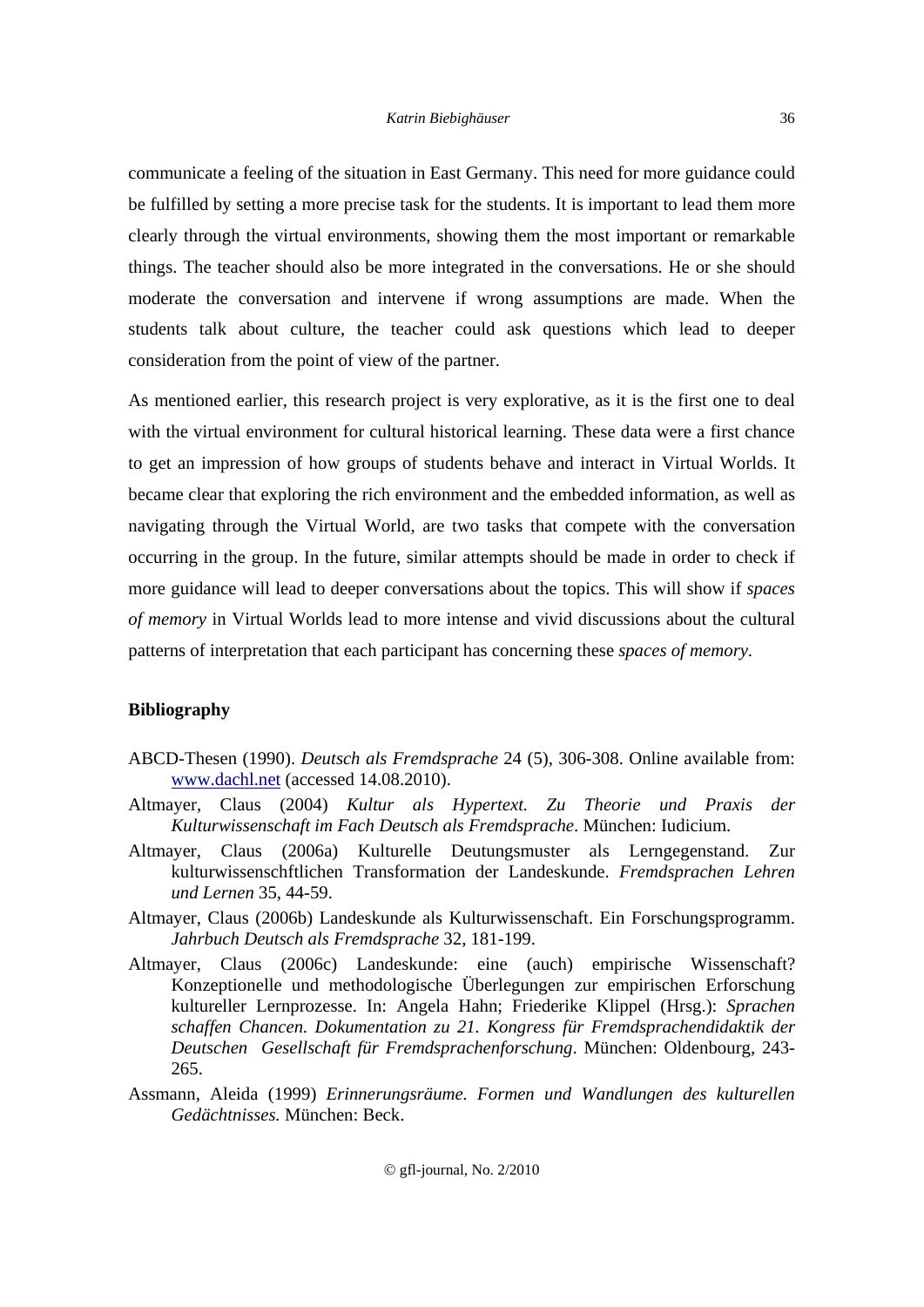communicate a feeling of the situation in East Germany. This need for more guidance could be fulfilled by setting a more precise task for the students. It is important to lead them more clearly through the virtual environments, showing them the most important or remarkable things. The teacher should also be more integrated in the conversations. He or she should moderate the conversation and intervene if wrong assumptions are made. When the students talk about culture, the teacher could ask questions which lead to deeper consideration from the point of view of the partner.

As mentioned earlier, this research project is very explorative, as it is the first one to deal with the virtual environment for cultural historical learning. These data were a first chance to get an impression of how groups of students behave and interact in Virtual Worlds. It became clear that exploring the rich environment and the embedded information, as well as navigating through the Virtual World, are two tasks that compete with the conversation occurring in the group. In the future, similar attempts should be made in order to check if more guidance will lead to deeper conversations about the topics. This will show if *spaces of memory* in Virtual Worlds lead to more intense and vivid discussions about the cultural patterns of interpretation that each participant has concerning these *spaces of memory*.

## Bibliography

ABCD-Thesen (1990). *Deutsch als Fremdsprache* 24 (5), 306-308. Online available from: www.dachl.net (accessed 14.08.2010).

Altmayer, Claus (2004) *Kultur als Hypertext. Zu Theorie und Praxis der Kulturwissenschaft im Fach Deutsch als Fremdsprache*. München: Iudicium.

Altmayer, Claus (2006a) Kulturelle Deutungsmuster als Lerngegenstand. Zur kulturwissenschftlichen Transformation der Landeskunde. *Fremdsprachen Lehren und Lernen* 35, 44-59.

Altmayer, Claus (2006b) Landeskunde als Kulturwissenschaft. Ein Forschungsprogramm. *Jahrbuch Deutsch als Fremdsprache* 32, 181-199.

Altmayer, Claus (2006c) Landeskunde: eine (auch) empirische Wissenschaft? Konzeptionelle und methodologische Überlegungen zur empirischen Erforschung kultureller Lernprozesse. In: Angela Hahn; Friederike Klippel (Hrsg.): *Sprachen schaffen Chancen. Dokumentation zu 21. Kongress für Fremdsprachendidaktik der Deutschen Gesellschaft für Fremdsprachenforschung*. München: Oldenbourg, 243-265.

Assmann, Aleida (1999) *Erinnerungsräume. Formen und Wandlungen des kulturellen Gedächtnisses.* München: Beck.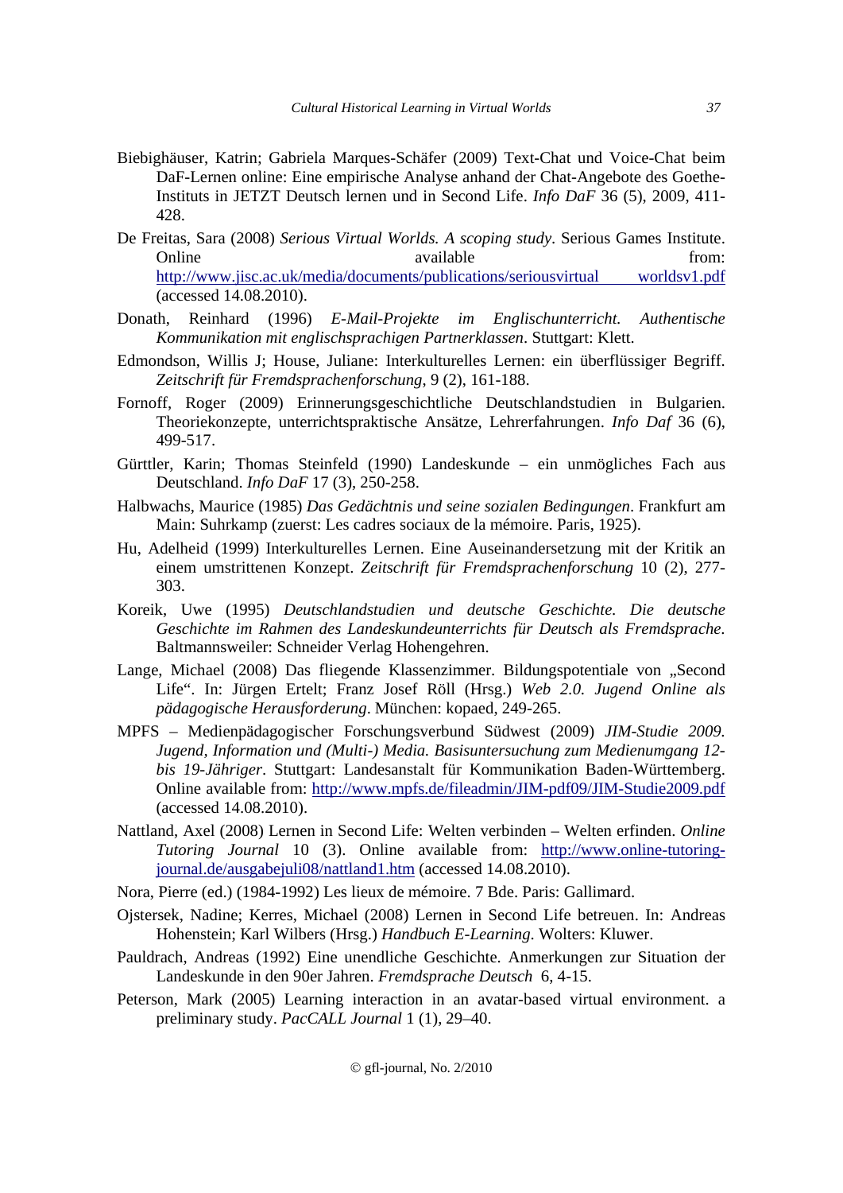Biebighäuser, Katrin; Gabriela Marques-Schäfer (2009) Text-Chat und Voice-Chat beim DaF-Lernen online: Eine empirische Analyse anhand der Chat-Angebote des Goethe-Instituts in JETZT Deutsch lernen und in Second Life. *Info DaF* 36 (5), 2009, 411-428.

De Freitas, Sara (2008) *Serious Virtual Worlds. A scoping study*. Serious Games Institute. Online available from: http://www.jisc.ac.uk/media/documents/publications/seriousvirtual worldsv1.pdf (accessed 14.08.2010).

Donath, Reinhard (1996) *E-Mail-Projekte im Englischunterricht. Authentische Kommunikation mit englischsprachigen Partnerklassen*. Stuttgart: Klett.

Edmondson, Willis J; House, Juliane: Interkulturelles Lernen: ein überflüssiger Begriff. *Zeitschrift für Fremdsprachenforschung*, 9 (2), 161-188.

Fornoff, Roger (2009) Erinnerungsgeschichtliche Deutschlandstudien in Bulgarien. Theoriekonzepte, unterrichtspraktische Ansätze, Lehrerfahrungen. *Info Daf* 36 (6), 499-517.

Gürttler, Karin; Thomas Steinfeld (1990) Landeskunde – ein unmögliches Fach aus Deutschland. *Info DaF* 17 (3), 250-258.

Halbwachs, Maurice (1985) *Das Gedächtnis und seine sozialen Bedingungen*. Frankfurt am Main: Suhrkamp (zuerst: Les cadres sociaux de la mémoire. Paris, 1925).

Hu, Adelheid (1999) Interkulturelles Lernen. Eine Auseinandersetzung mit der Kritik an einem umstrittenen Konzept. *Zeitschrift für Fremdsprachenforschung* 10 (2), 277-303.

Koreik, Uwe (1995) *Deutschlandstudien und deutsche Geschichte. Die deutsche Geschichte im Rahmen des Landeskundeunterrichts für Deutsch als Fremdsprache*. Baltmannsweiler: Schneider Verlag Hohengehren.

Lange, Michael (2008) Das fliegende Klassenzimmer. Bildungspotentiale von „Second Life". In: Jürgen Ertelt; Franz Josef Röll (Hrsg.) *Web 2.0. Jugend Online als pädagogische Herausforderung*. München: kopaed, 249-265.

MPFS – Medienpädagogischer Forschungsverbund Südwest (2009) *JIM-Studie 2009. Jugend, Information und (Multi-) Media. Basisuntersuchung zum Medienumgang 12- bis 19-Jähriger*. Stuttgart: Landesanstalt für Kommunikation Baden-Württemberg. Online available from: http://www.mpfs.de/fileadmin/JIM-pdf09/JIM-Studie2009.pdf (accessed 14.08.2010).

Nattland, Axel (2008) Lernen in Second Life: Welten verbinden – Welten erfinden. *Online Tutoring Journal* 10 (3). Online available from: http://www.online-tutoring-journal.de/ausgabejuli08/nattland1.htm (accessed 14.08.2010).

Nora, Pierre (ed.) (1984-1992) Les lieux de mémoire. 7 Bde. Paris: Gallimard.

Ojstersek, Nadine; Kerres, Michael (2008) Lernen in Second Life betreuen. In: Andreas Hohenstein; Karl Wilbers (Hrsg.) *Handbuch E-Learning*. Wolters: Kluwer.

Pauldrach, Andreas (1992) Eine unendliche Geschichte. Anmerkungen zur Situation der Landeskunde in den 90er Jahren. *Fremdsprache Deutsch* 6, 4-15.

Peterson, Mark (2005) Learning interaction in an avatar-based virtual environment. a preliminary study. *PacCALL Journal* 1 (1), 29–40.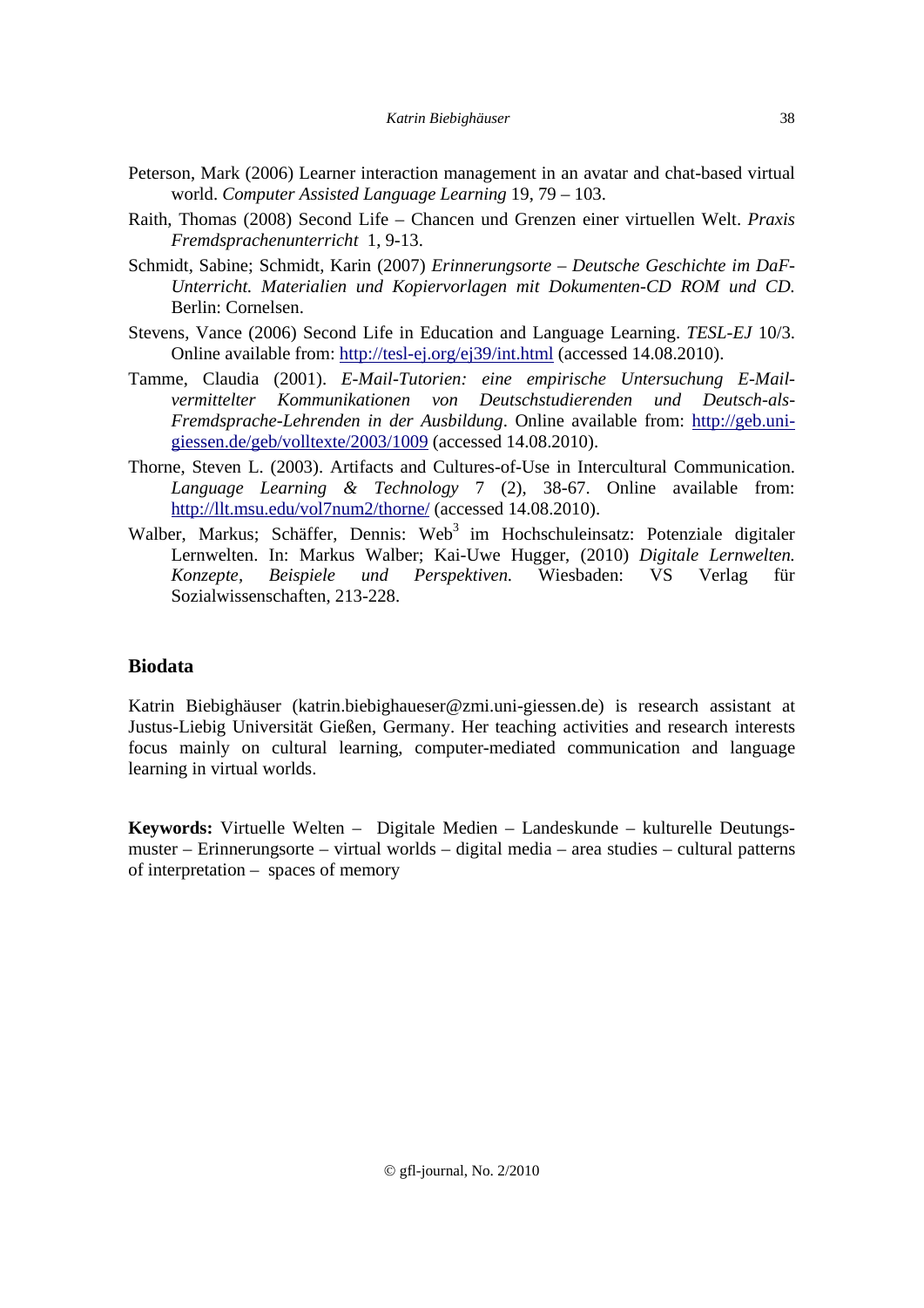Peterson, Mark (2006) Learner interaction management in an avatar and chat-based virtual world. *Computer Assisted Language Learning* 19, 79 – 103.

Raith, Thomas (2008) Second Life – Chancen und Grenzen einer virtuellen Welt. *Praxis Fremdsprachenunterricht* 1, 9-13.

Schmidt, Sabine; Schmidt, Karin (2007) *Erinnerungsorte – Deutsche Geschichte im DaF-Unterricht. Materialien und Kopiervorlagen mit Dokumenten-CD ROM und CD.* Berlin: Cornelsen.

Stevens, Vance (2006) Second Life in Education and Language Learning. *TESL-EJ* 10/3. Online available from: http://tesl-ej.org/ej39/int.html (accessed 14.08.2010).

Tamme, Claudia (2001). *E-Mail-Tutorien: eine empirische Untersuchung E-Mail-vermittelter Kommunikationen von Deutschstudierenden und Deutsch-als-Fremdsprache-Lehrenden in der Ausbildung*. Online available from: http://geb.uni-giessen.de/geb/volltexte/2003/1009 (accessed 14.08.2010).

Thorne, Steven L. (2003). Artifacts and Cultures-of-Use in Intercultural Communication. *Language Learning & Technology* 7 (2), 38-67. Online available from: http://llt.msu.edu/vol7num2/thorne/ (accessed 14.08.2010).

Walber, Markus; Schäffer, Dennis: Web$^3$ im Hochschuleinsatz: Potenziale digitaler Lernwelten. In: Markus Walber; Kai-Uwe Hugger, (2010) *Digitale Lernwelten. Konzepte, Beispiele und Perspektiven.* Wiesbaden: VS Verlag für Sozialwissenschaften, 213-228.

## Biodata

Katrin Biebighäuser (katrin.biebighaueser@zmi.uni-giessen.de) is research assistant at Justus-Liebig Universität Gießen, Germany. Her teaching activities and research interests focus mainly on cultural learning, computer-mediated communication and language learning in virtual worlds.

**Keywords:** Virtuelle Welten – Digitale Medien – Landeskunde – kulturelle Deutungsmuster – Erinnerungsorte – virtual worlds – digital media – area studies – cultural patterns of interpretation – spaces of memory